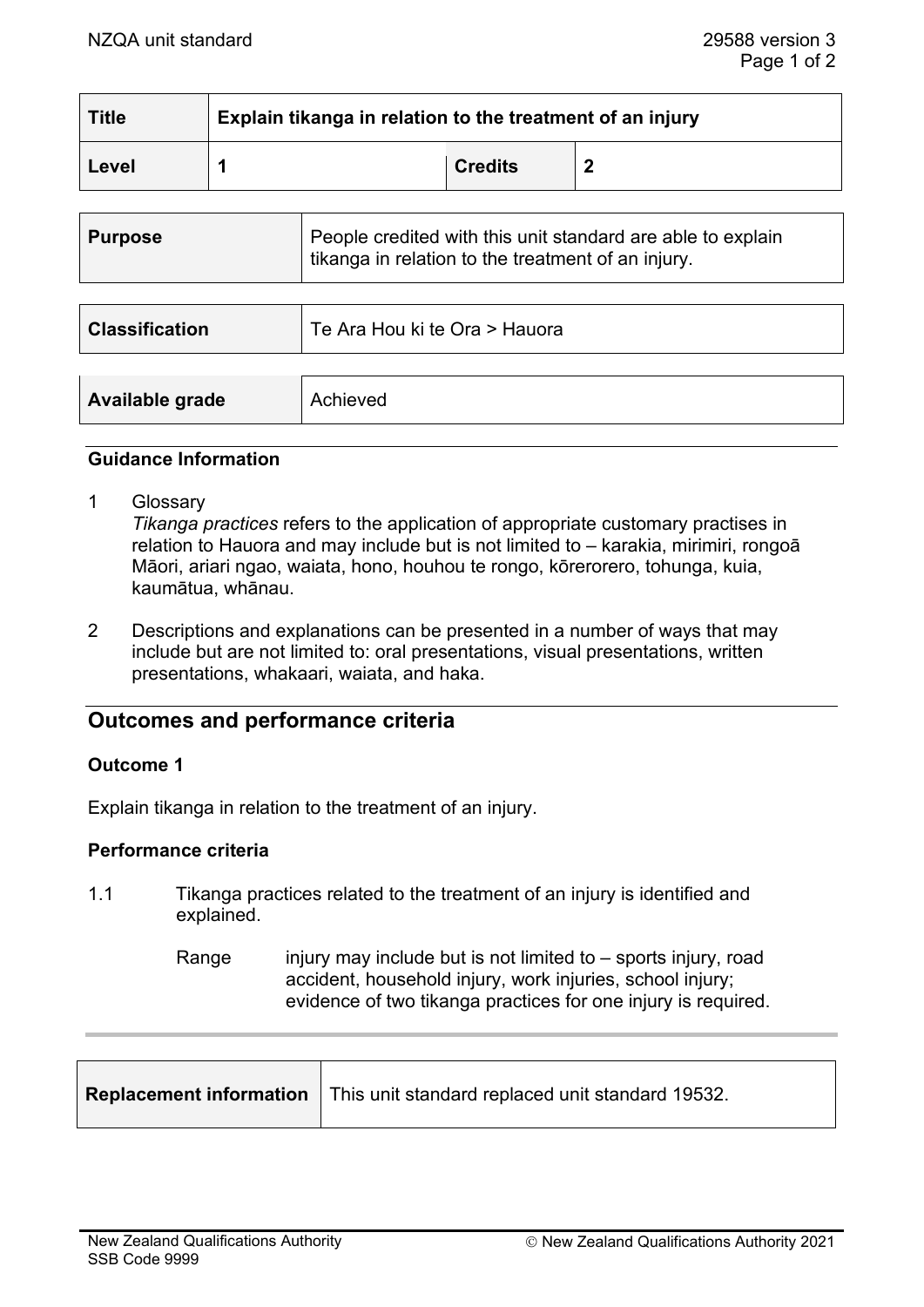| Title | Explain tikanga in relation to the treatment of an injury | | |
|---|---|---|---|
| Level | 1 | Credits | 2 |

| Purpose | People credited with this unit standard are able to explain tikanga in relation to the treatment of an injury. |
|---|---|

| Classification | Te Ara Hou ki te Ora > Hauora |
|---|---|

| Available grade | Achieved |
|---|---|

### Guidance Information

1 Glossary
*Tikanga practices* refers to the application of appropriate customary practises in relation to Hauora and may include but is not limited to – karakia, mirimiri, rongoā Māori, ariari ngao, waiata, hono, houhou te rongo, kōrerorero, tohunga, kuia, kaumātua, whānau.

2 Descriptions and explanations can be presented in a number of ways that may include but are not limited to: oral presentations, visual presentations, written presentations, whakaari, waiata, and haka.

## Outcomes and performance criteria

### Outcome 1

Explain tikanga in relation to the treatment of an injury.

### Performance criteria

1.1 Tikanga practices related to the treatment of an injury is identified and explained.

Range injury may include but is not limited to – sports injury, road accident, household injury, work injuries, school injury; evidence of two tikanga practices for one injury is required.

| Replacement information | This unit standard replaced unit standard 19532. |
|---|---|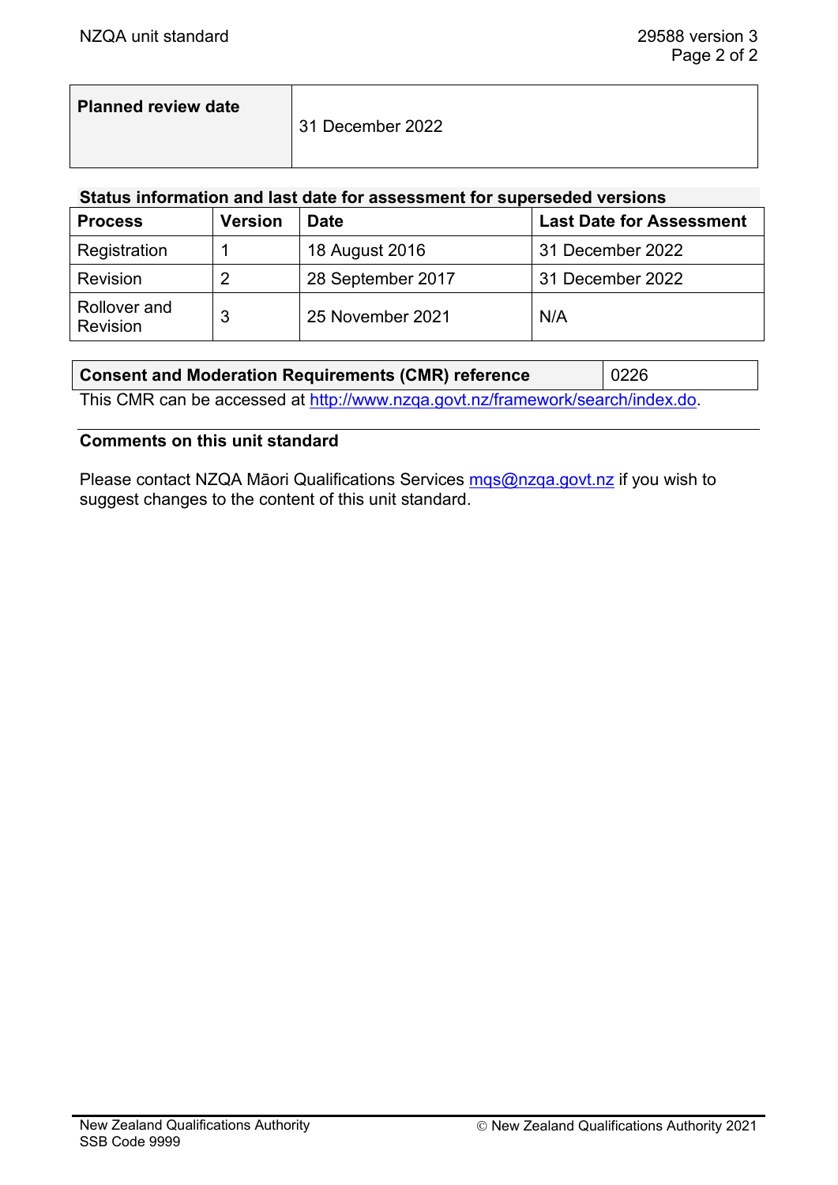| Planned review date | 31 December 2022 |
| --- | --- |

**Status information and last date for assessment for superseded versions**

| Process | Version | Date | Last Date for Assessment |
| --- | --- | --- | --- |
| Registration | 1 | 18 August 2016 | 31 December 2022 |
| Revision | 2 | 28 September 2017 | 31 December 2022 |
| Rollover and Revision | 3 | 25 November 2021 | N/A |

| Consent and Moderation Requirements (CMR) reference | 0226 |
| --- | --- |

This CMR can be accessed at http://www.nzqa.govt.nz/framework/search/index.do.

**Comments on this unit standard**

Please contact NZQA Māori Qualifications Services mqs@nzqa.govt.nz if you wish to suggest changes to the content of this unit standard.